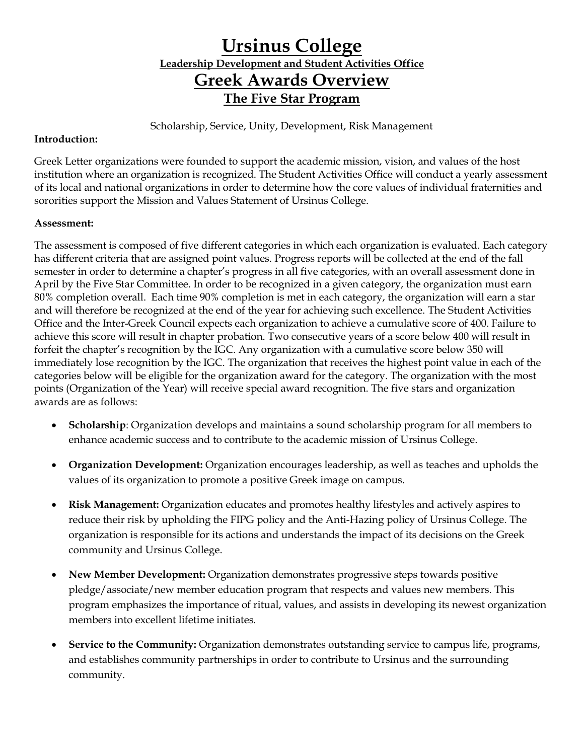# Ursinus College

### Leadership Development and Student Activities Office

## Greek Awards Overview

### The Five Star Program

Scholarship, Service, Unity, Development, Risk Management

**Introduction:**

Greek Letter organizations were founded to support the academic mission, vision, and values of the host institution where an organization is recognized. The Student Activities Office will conduct a yearly assessment of its local and national organizations in order to determine how the core values of individual fraternities and sororities support the Mission and Values Statement of Ursinus College.

**Assessment:**

The assessment is composed of five different categories in which each organization is evaluated. Each category has different criteria that are assigned point values. Progress reports will be collected at the end of the fall semester in order to determine a chapter's progress in all five categories, with an overall assessment done in April by the Five Star Committee. In order to be recognized in a given category, the organization must earn 80% completion overall. Each time 90% completion is met in each category, the organization will earn a star and will therefore be recognized at the end of the year for achieving such excellence. The Student Activities Office and the Inter-Greek Council expects each organization to achieve a cumulative score of 400. Failure to achieve this score will result in chapter probation. Two consecutive years of a score below 400 will result in forfeit the chapter's recognition by the IGC. Any organization with a cumulative score below 350 will immediately lose recognition by the IGC. The organization that receives the highest point value in each of the categories below will be eligible for the organization award for the category. The organization with the most points (Organization of the Year) will receive special award recognition. The five stars and organization awards are as follows:

- **Scholarship**: Organization develops and maintains a sound scholarship program for all members to enhance academic success and to contribute to the academic mission of Ursinus College.
- **Organization Development:** Organization encourages leadership, as well as teaches and upholds the values of its organization to promote a positive Greek image on campus.
- **Risk Management:** Organization educates and promotes healthy lifestyles and actively aspires to reduce their risk by upholding the FIPG policy and the Anti-Hazing policy of Ursinus College. The organization is responsible for its actions and understands the impact of its decisions on the Greek community and Ursinus College.
- **New Member Development:** Organization demonstrates progressive steps towards positive pledge/associate/new member education program that respects and values new members. This program emphasizes the importance of ritual, values, and assists in developing its newest organization members into excellent lifetime initiates.
- **Service to the Community:** Organization demonstrates outstanding service to campus life, programs, and establishes community partnerships in order to contribute to Ursinus and the surrounding community.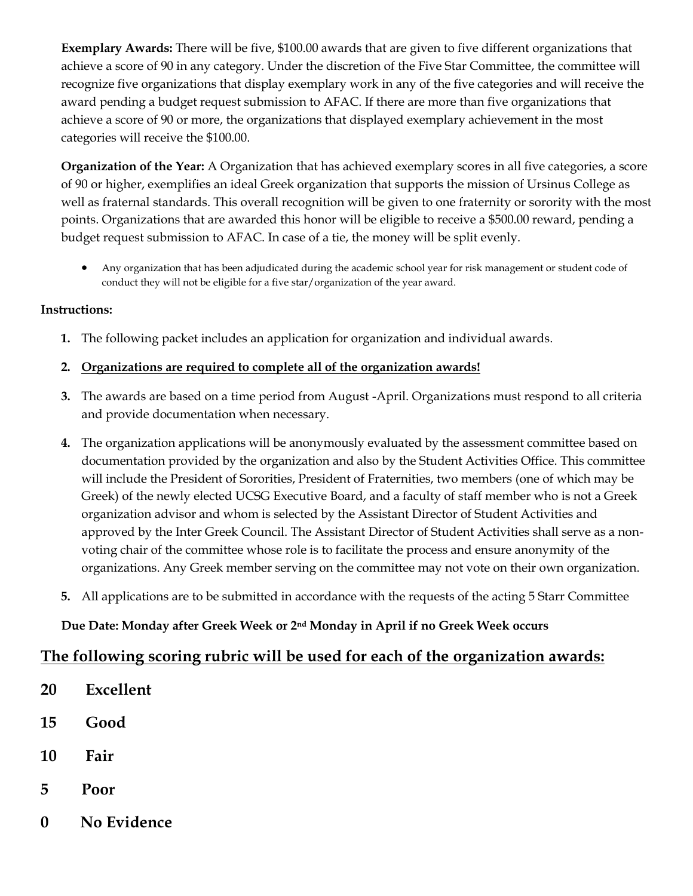**Exemplary Awards:** There will be five, $100.00 awards that are given to five different organizations that achieve a score of 90 in any category. Under the discretion of the Five Star Committee, the committee will recognize five organizations that display exemplary work in any of the five categories and will receive the award pending a budget request submission to AFAC. If there are more than five organizations that achieve a score of 90 or more, the organizations that displayed exemplary achievement in the most categories will receive the $100.00.

**Organization of the Year:** A Organization that has achieved exemplary scores in all five categories, a score of 90 or higher, exemplifies an ideal Greek organization that supports the mission of Ursinus College as well as fraternal standards. This overall recognition will be given to one fraternity or sorority with the most points. Organizations that are awarded this honor will be eligible to receive a $500.00 reward, pending a budget request submission to AFAC. In case of a tie, the money will be split evenly.

- Any organization that has been adjudicated during the academic school year for risk management or student code of conduct they will not be eligible for a five star/organization of the year award.

**Instructions:**

1. The following packet includes an application for organization and individual awards.
2. **Organizations are required to complete all of the organization awards!**
3. The awards are based on a time period from August -April. Organizations must respond to all criteria and provide documentation when necessary.
4. The organization applications will be anonymously evaluated by the assessment committee based on documentation provided by the organization and also by the Student Activities Office. This committee will include the President of Sororities, President of Fraternities, two members (one of which may be Greek) of the newly elected UCSG Executive Board, and a faculty of staff member who is not a Greek organization advisor and whom is selected by the Assistant Director of Student Activities and approved by the Inter Greek Council. The Assistant Director of Student Activities shall serve as a non-voting chair of the committee whose role is to facilitate the process and ensure anonymity of the organizations. Any Greek member serving on the committee may not vote on their own organization.
5. All applications are to be submitted in accordance with the requests of the acting 5 Starr Committee

**Due Date: Monday after Greek Week or 2nd Monday in April if no Greek Week occurs**

## The following scoring rubric will be used for each of the organization awards:

**20 Excellent**

**15 Good**

**10 Fair**

**5 Poor**

**0 No Evidence**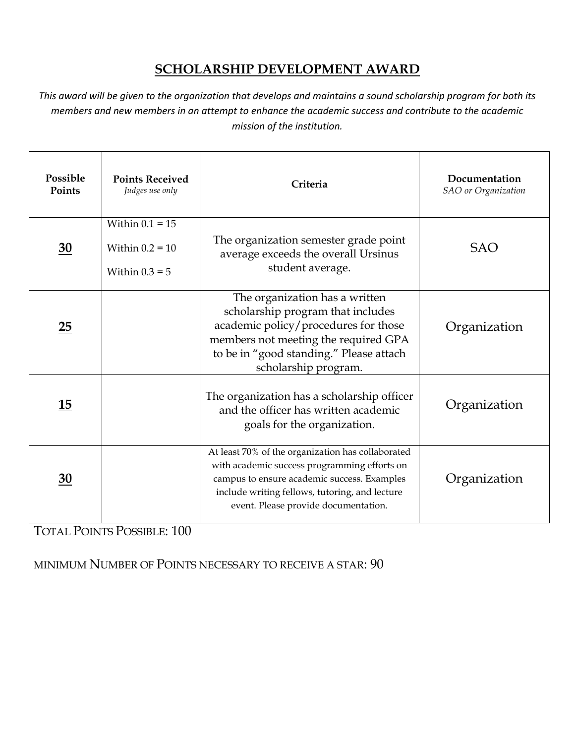## SCHOLARSHIP DEVELOPMENT AWARD

*This award will be given to the organization that develops and maintains a sound scholarship program for both its members and new members in an attempt to enhance the academic success and contribute to the academic mission of the institution.*

| Possible Points | Points Received *Judges use only* | Criteria | Documentation *SAO or Organization* |
|---|---|---|---|
| **30** | Within 0.1 = 15<br>Within 0.2 = 10<br>Within 0.3 = 5 | The organization semester grade point average exceeds the overall Ursinus student average. | SAO |
| **25** | | The organization has a written scholarship program that includes academic policy/procedures for those members not meeting the required GPA to be in "good standing." Please attach scholarship program. | Organization |
| **15** | | The organization has a scholarship officer and the officer has written academic goals for the organization. | Organization |
| **30** | | At least 70% of the organization has collaborated with academic success programming efforts on campus to ensure academic success. Examples include writing fellows, tutoring, and lecture event. Please provide documentation. | Organization |

TOTAL POINTS POSSIBLE: 100

MINIMUM NUMBER OF POINTS NECESSARY TO RECEIVE A STAR: 90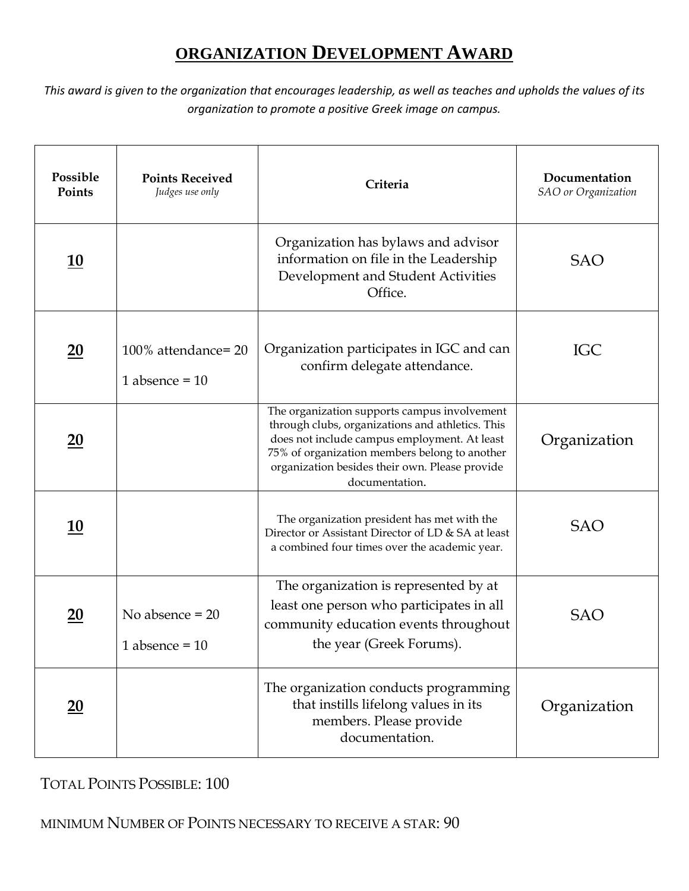# ORGANIZATION DEVELOPMENT AWARD

*This award is given to the organization that encourages leadership, as well as teaches and upholds the values of its organization to promote a positive Greek image on campus.*

| Possible Points | Points Received *Judges use only* | Criteria | Documentation *SAO or Organization* |
|---|---|---|---|
| **10** | | Organization has bylaws and advisor information on file in the Leadership Development and Student Activities Office. | SAO |
| **20** | 100% attendance= 20<br>1 absence = 10 | Organization participates in IGC and can confirm delegate attendance. | IGC |
| **20** | | The organization supports campus involvement through clubs, organizations and athletics. This does not include campus employment. At least 75% of organization members belong to another organization besides their own. Please provide documentation. | Organization |
| **10** | | The organization president has met with the Director or Assistant Director of LD & SA at least a combined four times over the academic year. | SAO |
| **20** | No absence = 20<br>1 absence = 10 | The organization is represented by at least one person who participates in all community education events throughout the year (Greek Forums). | SAO |
| **20** | | The organization conducts programming that instills lifelong values in its members. Please provide documentation. | Organization |

TOTAL POINTS POSSIBLE: 100

MINIMUM NUMBER OF POINTS NECESSARY TO RECEIVE A STAR: 90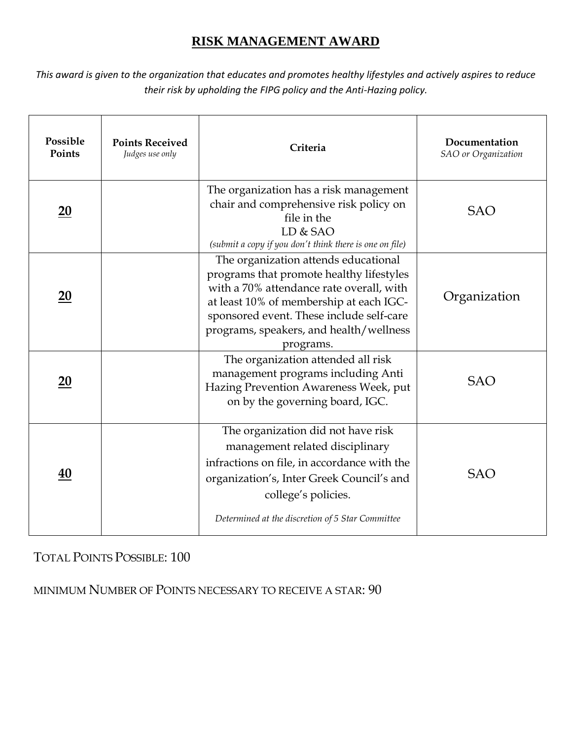# RISK MANAGEMENT AWARD

*This award is given to the organization that educates and promotes healthy lifestyles and actively aspires to reduce their risk by upholding the FIPG policy and the Anti-Hazing policy.*

| Possible Points | Points Received *Judges use only* | Criteria | Documentation *SAO or Organization* |
|---|---|---|---|
| **20** | | The organization has a risk management chair and comprehensive risk policy on file in the LD & SAO *(submit a copy if you don't think there is one on file)* | SAO |
| **20** | | The organization attends educational programs that promote healthy lifestyles with a 70% attendance rate overall, with at least 10% of membership at each IGC-sponsored event. These include self-care programs, speakers, and health/wellness programs. | Organization |
| **20** | | The organization attended all risk management programs including Anti Hazing Prevention Awareness Week, put on by the governing board, IGC. | SAO |
| **40** | | The organization did not have risk management related disciplinary infractions on file, in accordance with the organization's, Inter Greek Council's and college's policies. *Determined at the discretion of 5 Star Committee* | SAO |

TOTAL POINTS POSSIBLE: 100

MINIMUM NUMBER OF POINTS NECESSARY TO RECEIVE A STAR: 90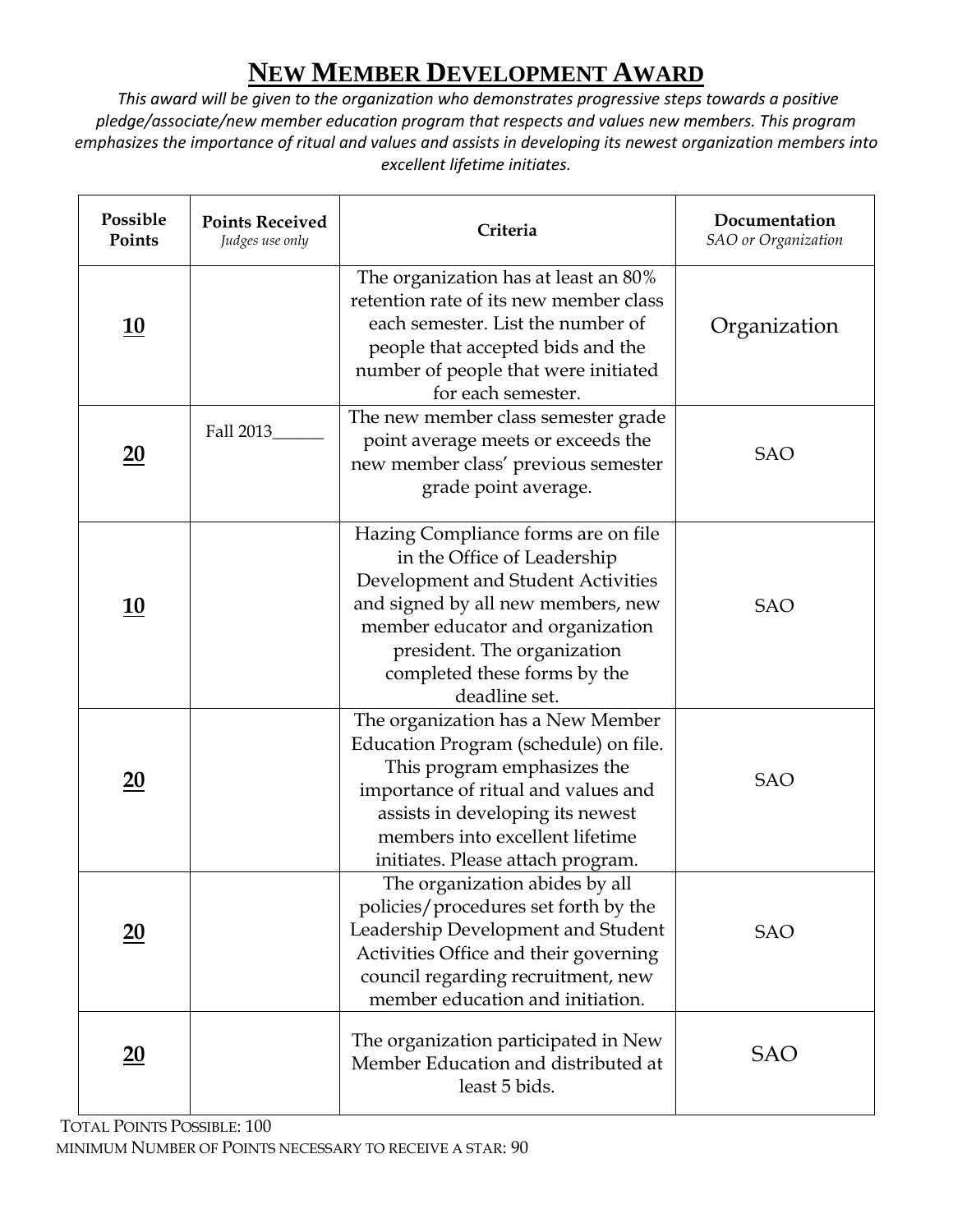# New Member Development Award

*This award will be given to the organization who demonstrates progressive steps towards a positive pledge/associate/new member education program that respects and values new members. This program emphasizes the importance of ritual and values and assists in developing its newest organization members into excellent lifetime initiates.*

| Possible Points | Points Received *Judges use only* | Criteria | Documentation *SAO or Organization* |
|---|---|---|---|
| **10** | | The organization has at least an 80% retention rate of its new member class each semester. List the number of people that accepted bids and the number of people that were initiated for each semester. | Organization |
| **20** | Fall 2013______ | The new member class semester grade point average meets or exceeds the new member class' previous semester grade point average. | SAO |
| **10** | | Hazing Compliance forms are on file in the Office of Leadership Development and Student Activities and signed by all new members, new member educator and organization president. The organization completed these forms by the deadline set. | SAO |
| **20** | | The organization has a New Member Education Program (schedule) on file. This program emphasizes the importance of ritual and values and assists in developing its newest members into excellent lifetime initiates. Please attach program. | SAO |
| **20** | | The organization abides by all policies/procedures set forth by the Leadership Development and Student Activities Office and their governing council regarding recruitment, new member education and initiation. | SAO |
| **20** | | The organization participated in New Member Education and distributed at least 5 bids. | SAO |

Total Points Possible: 100

minimum Number of Points necessary to receive a star: 90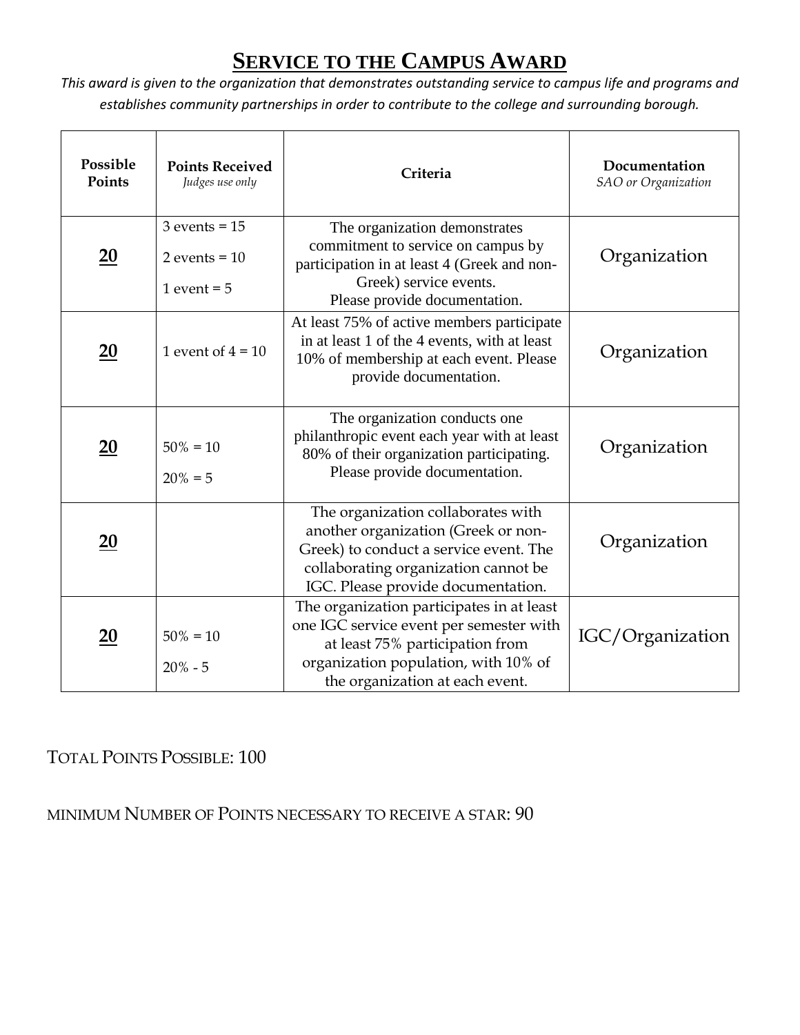# SERVICE TO THE CAMPUS AWARD

*This award is given to the organization that demonstrates outstanding service to campus life and programs and establishes community partnerships in order to contribute to the college and surrounding borough.*

| Possible Points | Points Received *Judges use only* | Criteria | Documentation *SAO or Organization* |
|---|---|---|---|
| **20** | 3 events = 15<br>2 events = 10<br>1 event = 5 | The organization demonstrates commitment to service on campus by participation in at least 4 (Greek and non-Greek) service events. Please provide documentation. | Organization |
| **20** | 1 event of 4 = 10 | At least 75% of active members participate in at least 1 of the 4 events, with at least 10% of membership at each event. Please provide documentation. | Organization |
| **20** | 50% = 10<br>20% = 5 | The organization conducts one philanthropic event each year with at least 80% of their organization participating. Please provide documentation. | Organization |
| **20** | | The organization collaborates with another organization (Greek or non-Greek) to conduct a service event. The collaborating organization cannot be IGC. Please provide documentation. | Organization |
| **20** | 50% = 10<br>20% - 5 | The organization participates in at least one IGC service event per semester with at least 75% participation from organization population, with 10% of the organization at each event. | IGC/Organization |

TOTAL POINTS POSSIBLE: 100

MINIMUM NUMBER OF POINTS NECESSARY TO RECEIVE A STAR: 90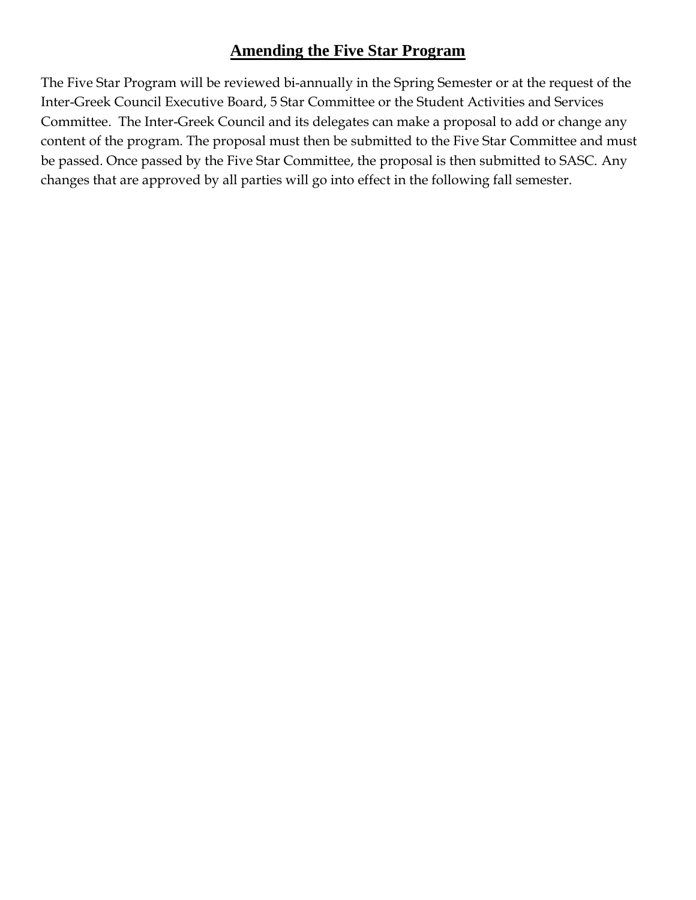## Amending the Five Star Program

The Five Star Program will be reviewed bi-annually in the Spring Semester or at the request of the Inter-Greek Council Executive Board, 5 Star Committee or the Student Activities and Services Committee. The Inter-Greek Council and its delegates can make a proposal to add or change any content of the program. The proposal must then be submitted to the Five Star Committee and must be passed. Once passed by the Five Star Committee, the proposal is then submitted to SASC. Any changes that are approved by all parties will go into effect in the following fall semester.